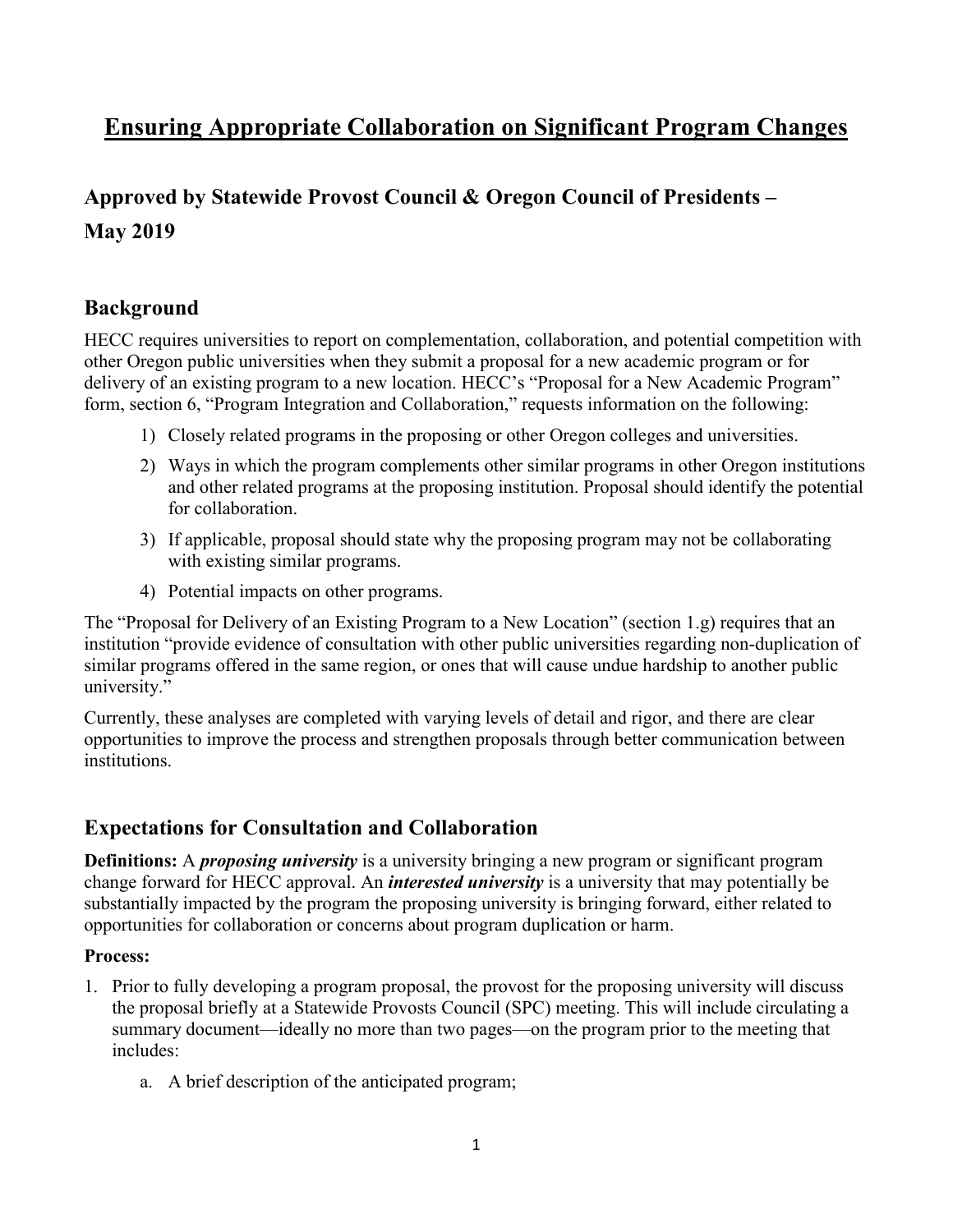# Ensuring Appropriate Collaboration on Significant Program Changes

## Approved by Statewide Provost Council & Oregon Council of Presidents – May 2019

## Background

HECC requires universities to report on complementation, collaboration, and potential competition with other Oregon public universities when they submit a proposal for a new academic program or for delivery of an existing program to a new location. HECC's "Proposal for a New Academic Program" form, section 6, "Program Integration and Collaboration," requests information on the following:

1) Closely related programs in the proposing or other Oregon colleges and universities.
2) Ways in which the program complements other similar programs in other Oregon institutions and other related programs at the proposing institution. Proposal should identify the potential for collaboration.
3) If applicable, proposal should state why the proposing program may not be collaborating with existing similar programs.
4) Potential impacts on other programs.

The "Proposal for Delivery of an Existing Program to a New Location" (section 1.g) requires that an institution "provide evidence of consultation with other public universities regarding non-duplication of similar programs offered in the same region, or ones that will cause undue hardship to another public university."

Currently, these analyses are completed with varying levels of detail and rigor, and there are clear opportunities to improve the process and strengthen proposals through better communication between institutions.

## Expectations for Consultation and Collaboration

**Definitions:** A ***proposing university*** is a university bringing a new program or significant program change forward for HECC approval. An ***interested university*** is a university that may potentially be substantially impacted by the program the proposing university is bringing forward, either related to opportunities for collaboration or concerns about program duplication or harm.

**Process:**

1. Prior to fully developing a program proposal, the provost for the proposing university will discuss the proposal briefly at a Statewide Provosts Council (SPC) meeting. This will include circulating a summary document—ideally no more than two pages—on the program prior to the meeting that includes:
   a. A brief description of the anticipated program;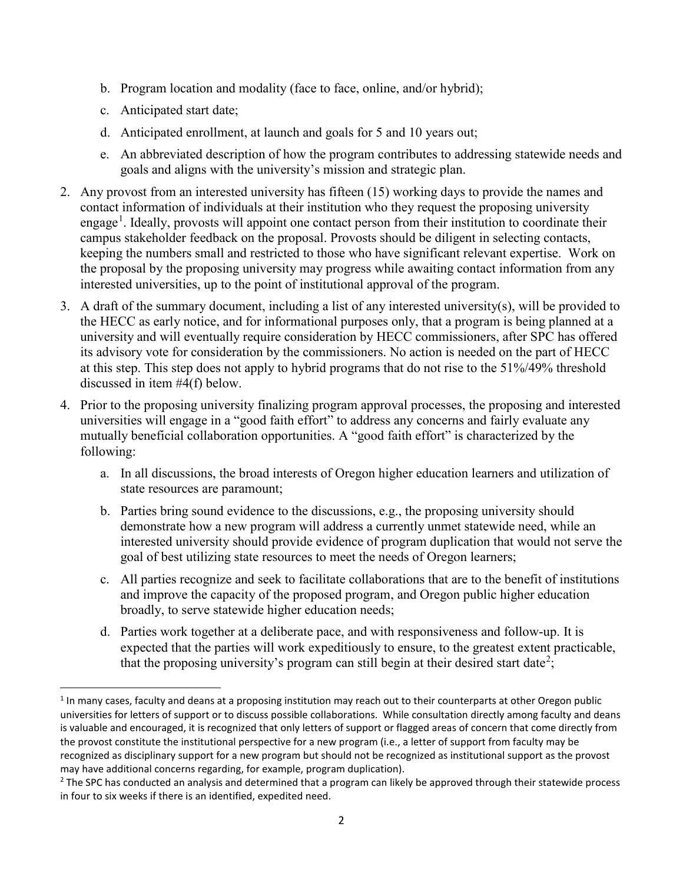b. Program location and modality (face to face, online, and/or hybrid);

c. Anticipated start date;

d. Anticipated enrollment, at launch and goals for 5 and 10 years out;

e. An abbreviated description of how the program contributes to addressing statewide needs and goals and aligns with the university's mission and strategic plan.

2. Any provost from an interested university has fifteen (15) working days to provide the names and contact information of individuals at their institution who they request the proposing university engage[1]. Ideally, provosts will appoint one contact person from their institution to coordinate their campus stakeholder feedback on the proposal. Provosts should be diligent in selecting contacts, keeping the numbers small and restricted to those who have significant relevant expertise. Work on the proposal by the proposing university may progress while awaiting contact information from any interested universities, up to the point of institutional approval of the program.

3. A draft of the summary document, including a list of any interested university(s), will be provided to the HECC as early notice, and for informational purposes only, that a program is being planned at a university and will eventually require consideration by HECC commissioners, after SPC has offered its advisory vote for consideration by the commissioners. No action is needed on the part of HECC at this step. This step does not apply to hybrid programs that do not rise to the 51%/49% threshold discussed in item #4(f) below.

4. Prior to the proposing university finalizing program approval processes, the proposing and interested universities will engage in a "good faith effort" to address any concerns and fairly evaluate any mutually beneficial collaboration opportunities. A "good faith effort" is characterized by the following:

    a. In all discussions, the broad interests of Oregon higher education learners and utilization of state resources are paramount;

    b. Parties bring sound evidence to the discussions, e.g., the proposing university should demonstrate how a new program will address a currently unmet statewide need, while an interested university should provide evidence of program duplication that would not serve the goal of best utilizing state resources to meet the needs of Oregon learners;

    c. All parties recognize and seek to facilitate collaborations that are to the benefit of institutions and improve the capacity of the proposed program, and Oregon public higher education broadly, to serve statewide higher education needs;

    d. Parties work together at a deliberate pace, and with responsiveness and follow-up. It is expected that the parties will work expeditiously to ensure, to the greatest extent practicable, that the proposing university's program can still begin at their desired start date[2];

---

[1] In many cases, faculty and deans at a proposing institution may reach out to their counterparts at other Oregon public universities for letters of support or to discuss possible collaborations. While consultation directly among faculty and deans is valuable and encouraged, it is recognized that only letters of support or flagged areas of concern that come directly from the provost constitute the institutional perspective for a new program (i.e., a letter of support from faculty may be recognized as disciplinary support for a new program but should not be recognized as institutional support as the provost may have additional concerns regarding, for example, program duplication).

[2] The SPC has conducted an analysis and determined that a program can likely be approved through their statewide process in four to six weeks if there is an identified, expedited need.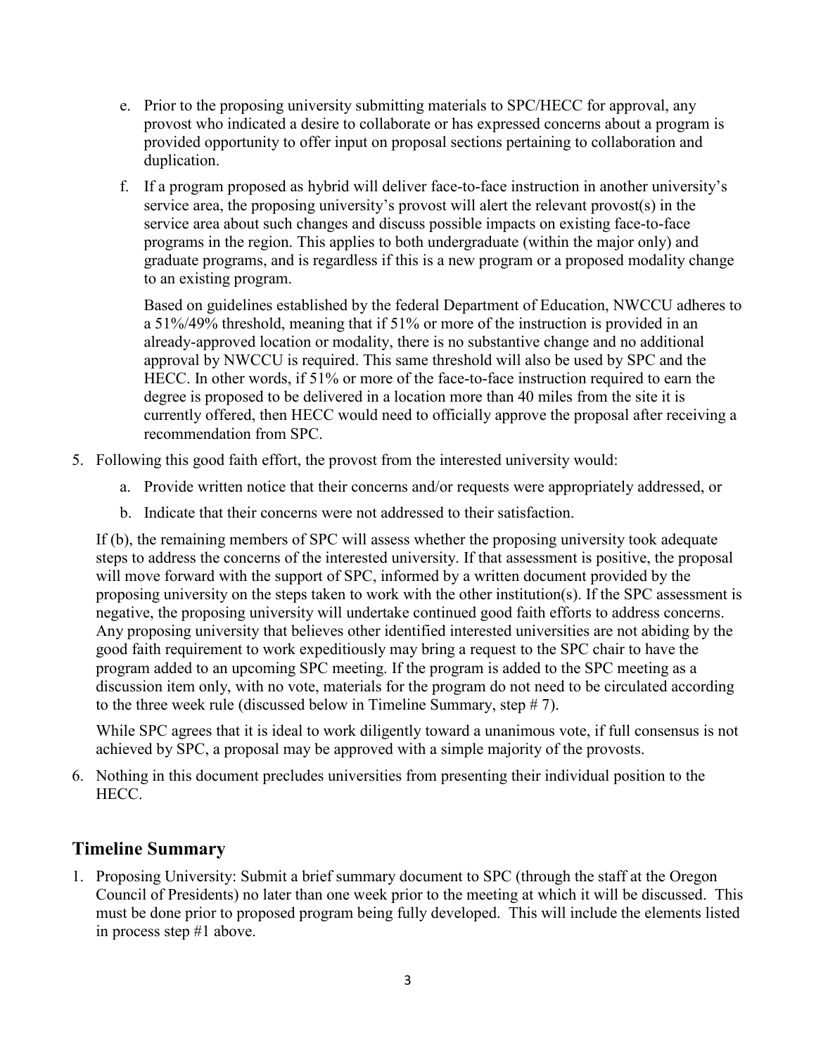e. Prior to the proposing university submitting materials to SPC/HECC for approval, any provost who indicated a desire to collaborate or has expressed concerns about a program is provided opportunity to offer input on proposal sections pertaining to collaboration and duplication.

f. If a program proposed as hybrid will deliver face-to-face instruction in another university's service area, the proposing university's provost will alert the relevant provost(s) in the service area about such changes and discuss possible impacts on existing face-to-face programs in the region. This applies to both undergraduate (within the major only) and graduate programs, and is regardless if this is a new program or a proposed modality change to an existing program.

   Based on guidelines established by the federal Department of Education, NWCCU adheres to a 51%/49% threshold, meaning that if 51% or more of the instruction is provided in an already-approved location or modality, there is no substantive change and no additional approval by NWCCU is required. This same threshold will also be used by SPC and the HECC. In other words, if 51% or more of the face-to-face instruction required to earn the degree is proposed to be delivered in a location more than 40 miles from the site it is currently offered, then HECC would need to officially approve the proposal after receiving a recommendation from SPC.

5. Following this good faith effort, the provost from the interested university would:

   a. Provide written notice that their concerns and/or requests were appropriately addressed, or

   b. Indicate that their concerns were not addressed to their satisfaction.

   If (b), the remaining members of SPC will assess whether the proposing university took adequate steps to address the concerns of the interested university. If that assessment is positive, the proposal will move forward with the support of SPC, informed by a written document provided by the proposing university on the steps taken to work with the other institution(s). If the SPC assessment is negative, the proposing university will undertake continued good faith efforts to address concerns. Any proposing university that believes other identified interested universities are not abiding by the good faith requirement to work expeditiously may bring a request to the SPC chair to have the program added to an upcoming SPC meeting. If the program is added to the SPC meeting as a discussion item only, with no vote, materials for the program do not need to be circulated according to the three week rule (discussed below in Timeline Summary, step # 7).

   While SPC agrees that it is ideal to work diligently toward a unanimous vote, if full consensus is not achieved by SPC, a proposal may be approved with a simple majority of the provosts.

6. Nothing in this document precludes universities from presenting their individual position to the HECC.

## Timeline Summary

1. Proposing University: Submit a brief summary document to SPC (through the staff at the Oregon Council of Presidents) no later than one week prior to the meeting at which it will be discussed. This must be done prior to proposed program being fully developed. This will include the elements listed in process step #1 above.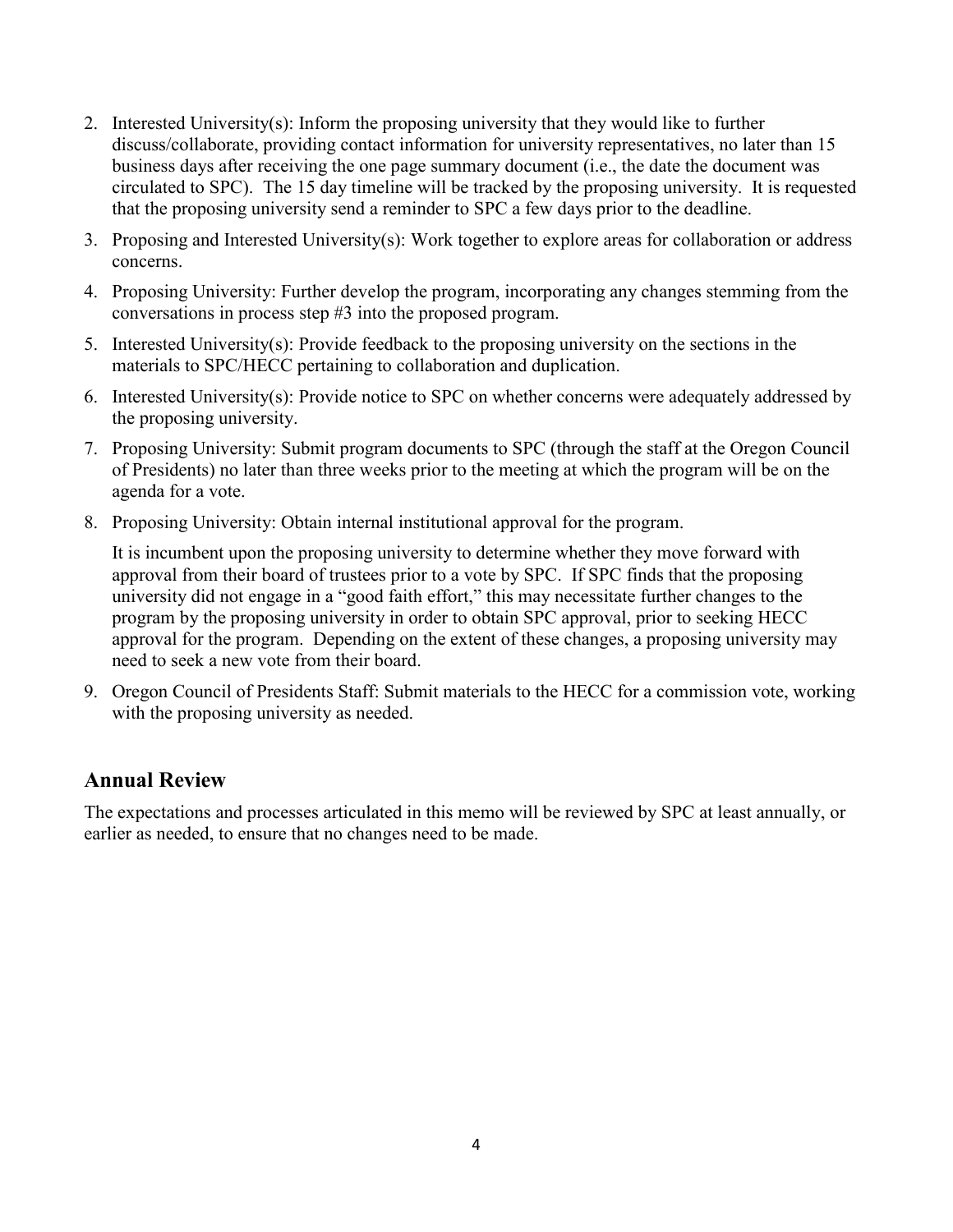2. Interested University(s): Inform the proposing university that they would like to further discuss/collaborate, providing contact information for university representatives, no later than 15 business days after receiving the one page summary document (i.e., the date the document was circulated to SPC). The 15 day timeline will be tracked by the proposing university. It is requested that the proposing university send a reminder to SPC a few days prior to the deadline.
3. Proposing and Interested University(s): Work together to explore areas for collaboration or address concerns.
4. Proposing University: Further develop the program, incorporating any changes stemming from the conversations in process step #3 into the proposed program.
5. Interested University(s): Provide feedback to the proposing university on the sections in the materials to SPC/HECC pertaining to collaboration and duplication.
6. Interested University(s): Provide notice to SPC on whether concerns were adequately addressed by the proposing university.
7. Proposing University: Submit program documents to SPC (through the staff at the Oregon Council of Presidents) no later than three weeks prior to the meeting at which the program will be on the agenda for a vote.
8. Proposing University: Obtain internal institutional approval for the program.

   It is incumbent upon the proposing university to determine whether they move forward with approval from their board of trustees prior to a vote by SPC. If SPC finds that the proposing university did not engage in a "good faith effort," this may necessitate further changes to the program by the proposing university in order to obtain SPC approval, prior to seeking HECC approval for the program. Depending on the extent of these changes, a proposing university may need to seek a new vote from their board.
9. Oregon Council of Presidents Staff: Submit materials to the HECC for a commission vote, working with the proposing university as needed.

## Annual Review

The expectations and processes articulated in this memo will be reviewed by SPC at least annually, or earlier as needed, to ensure that no changes need to be made.